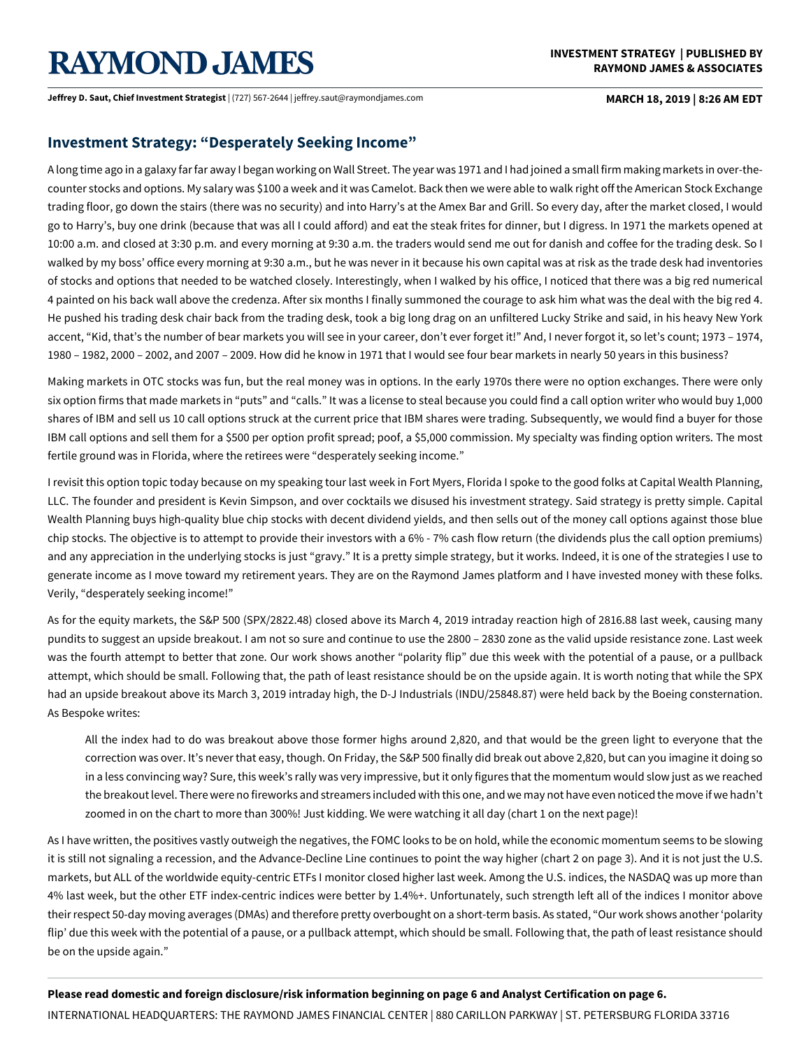# RAYMOND JAMES

**INVESTMENT STRATEGY | PUBLISHED BY RAYMOND JAMES & ASSOCIATES**

**Jeffrey D. Saut, Chief Investment Strategist** | (727) 567-2644 | jeffrey.saut@raymondjames.com

**MARCH 18, 2019 | 8:26 AM EDT**

## Investment Strategy: "Desperately Seeking Income"

A long time ago in a galaxy far far away I began working on Wall Street. The year was 1971 and I had joined a small firm making markets in over-the-counter stocks and options. My salary was $100 a week and it was Camelot. Back then we were able to walk right off the American Stock Exchange trading floor, go down the stairs (there was no security) and into Harry's at the Amex Bar and Grill. So every day, after the market closed, I would go to Harry's, buy one drink (because that was all I could afford) and eat the steak frites for dinner, but I digress. In 1971 the markets opened at 10:00 a.m. and closed at 3:30 p.m. and every morning at 9:30 a.m. the traders would send me out for danish and coffee for the trading desk. So I walked by my boss' office every morning at 9:30 a.m., but he was never in it because his own capital was at risk as the trade desk had inventories of stocks and options that needed to be watched closely. Interestingly, when I walked by his office, I noticed that there was a big red numerical 4 painted on his back wall above the credenza. After six months I finally summoned the courage to ask him what was the deal with the big red 4. He pushed his trading desk chair back from the trading desk, took a big long drag on an unfiltered Lucky Strike and said, in his heavy New York accent, "Kid, that's the number of bear markets you will see in your career, don't ever forget it!" And, I never forgot it, so let's count; 1973 – 1974, 1980 – 1982, 2000 – 2002, and 2007 – 2009. How did he know in 1971 that I would see four bear markets in nearly 50 years in this business?

Making markets in OTC stocks was fun, but the real money was in options. In the early 1970s there were no option exchanges. There were only six option firms that made markets in "puts" and "calls." It was a license to steal because you could find a call option writer who would buy 1,000 shares of IBM and sell us 10 call options struck at the current price that IBM shares were trading. Subsequently, we would find a buyer for those IBM call options and sell them for a $500 per option profit spread; poof, a $5,000 commission. My specialty was finding option writers. The most fertile ground was in Florida, where the retirees were "desperately seeking income."

I revisit this option topic today because on my speaking tour last week in Fort Myers, Florida I spoke to the good folks at Capital Wealth Planning, LLC. The founder and president is Kevin Simpson, and over cocktails we disused his investment strategy. Said strategy is pretty simple. Capital Wealth Planning buys high-quality blue chip stocks with decent dividend yields, and then sells out of the money call options against those blue chip stocks. The objective is to attempt to provide their investors with a 6% - 7% cash flow return (the dividends plus the call option premiums) and any appreciation in the underlying stocks is just "gravy." It is a pretty simple strategy, but it works. Indeed, it is one of the strategies I use to generate income as I move toward my retirement years. They are on the Raymond James platform and I have invested money with these folks. Verily, "desperately seeking income!"

As for the equity markets, the S&P 500 (SPX/2822.48) closed above its March 4, 2019 intraday reaction high of 2816.88 last week, causing many pundits to suggest an upside breakout. I am not so sure and continue to use the 2800 – 2830 zone as the valid upside resistance zone. Last week was the fourth attempt to better that zone. Our work shows another "polarity flip" due this week with the potential of a pause, or a pullback attempt, which should be small. Following that, the path of least resistance should be on the upside again. It is worth noting that while the SPX had an upside breakout above its March 3, 2019 intraday high, the D-J Industrials (INDU/25848.87) were held back by the Boeing consternation. As Bespoke writes:

> All the index had to do was breakout above those former highs around 2,820, and that would be the green light to everyone that the correction was over. It's never that easy, though. On Friday, the S&P 500 finally did break out above 2,820, but can you imagine it doing so in a less convincing way? Sure, this week's rally was very impressive, but it only figures that the momentum would slow just as we reached the breakout level. There were no fireworks and streamers included with this one, and we may not have even noticed the move if we hadn't zoomed in on the chart to more than 300%! Just kidding. We were watching it all day (chart 1 on the next page)!

As I have written, the positives vastly outweigh the negatives, the FOMC looks to be on hold, while the economic momentum seems to be slowing it is still not signaling a recession, and the Advance-Decline Line continues to point the way higher (chart 2 on page 3). And it is not just the U.S. markets, but ALL of the worldwide equity-centric ETFs I monitor closed higher last week. Among the U.S. indices, the NASDAQ was up more than 4% last week, but the other ETF index-centric indices were better by 1.4%+. Unfortunately, such strength left all of the indices I monitor above their respect 50-day moving averages (DMAs) and therefore pretty overbought on a short-term basis. As stated, "Our work shows another 'polarity flip' due this week with the potential of a pause, or a pullback attempt, which should be small. Following that, the path of least resistance should be on the upside again."

**Please read domestic and foreign disclosure/risk information beginning on page 6 and Analyst Certification on page 6.**

INTERNATIONAL HEADQUARTERS: THE RAYMOND JAMES FINANCIAL CENTER | 880 CARILLON PARKWAY | ST. PETERSBURG FLORIDA 33716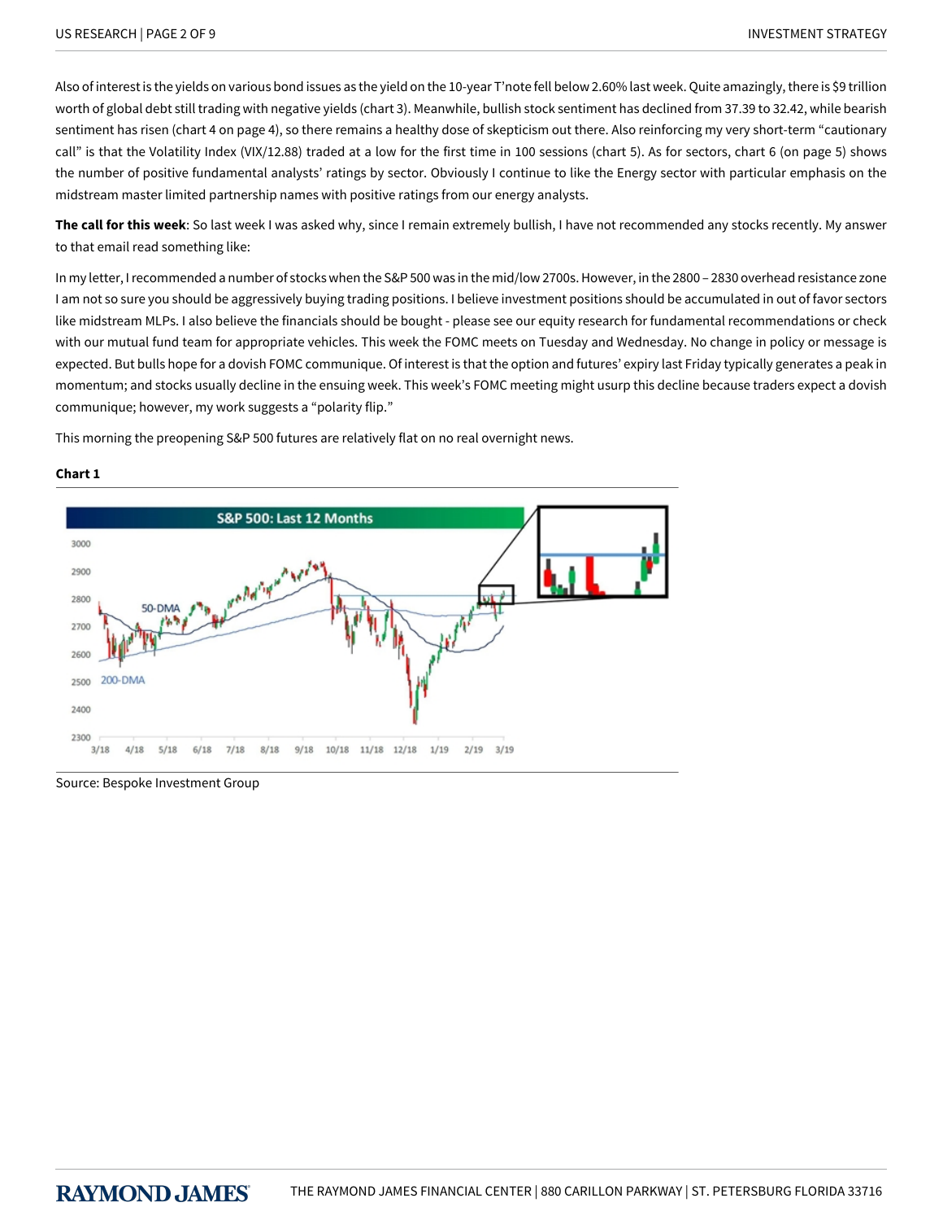Also of interest is the yields on various bond issues as the yield on the 10-year T'note fell below 2.60% last week. Quite amazingly, there is $9 trillion worth of global debt still trading with negative yields (chart 3). Meanwhile, bullish stock sentiment has declined from 37.39 to 32.42, while bearish sentiment has risen (chart 4 on page 4), so there remains a healthy dose of skepticism out there. Also reinforcing my very short-term "cautionary call" is that the Volatility Index (VIX/12.88) traded at a low for the first time in 100 sessions (chart 5). As for sectors, chart 6 (on page 5) shows the number of positive fundamental analysts' ratings by sector. Obviously I continue to like the Energy sector with particular emphasis on the midstream master limited partnership names with positive ratings from our energy analysts.

**The call for this week**: So last week I was asked why, since I remain extremely bullish, I have not recommended any stocks recently. My answer to that email read something like:

In my letter, I recommended a number of stocks when the S&P 500 was in the mid/low 2700s. However, in the 2800 – 2830 overhead resistance zone I am not so sure you should be aggressively buying trading positions. I believe investment positions should be accumulated in out of favor sectors like midstream MLPs. I also believe the financials should be bought - please see our equity research for fundamental recommendations or check with our mutual fund team for appropriate vehicles. This week the FOMC meets on Tuesday and Wednesday. No change in policy or message is expected. But bulls hope for a dovish FOMC communique. Of interest is that the option and futures' expiry last Friday typically generates a peak in momentum; and stocks usually decline in the ensuing week. This week's FOMC meeting might usurp this decline because traders expect a dovish communique; however, my work suggests a "polarity flip."

This morning the preopening S&P 500 futures are relatively flat on no real overnight news.

**Chart 1**

Source: Bespoke Investment Group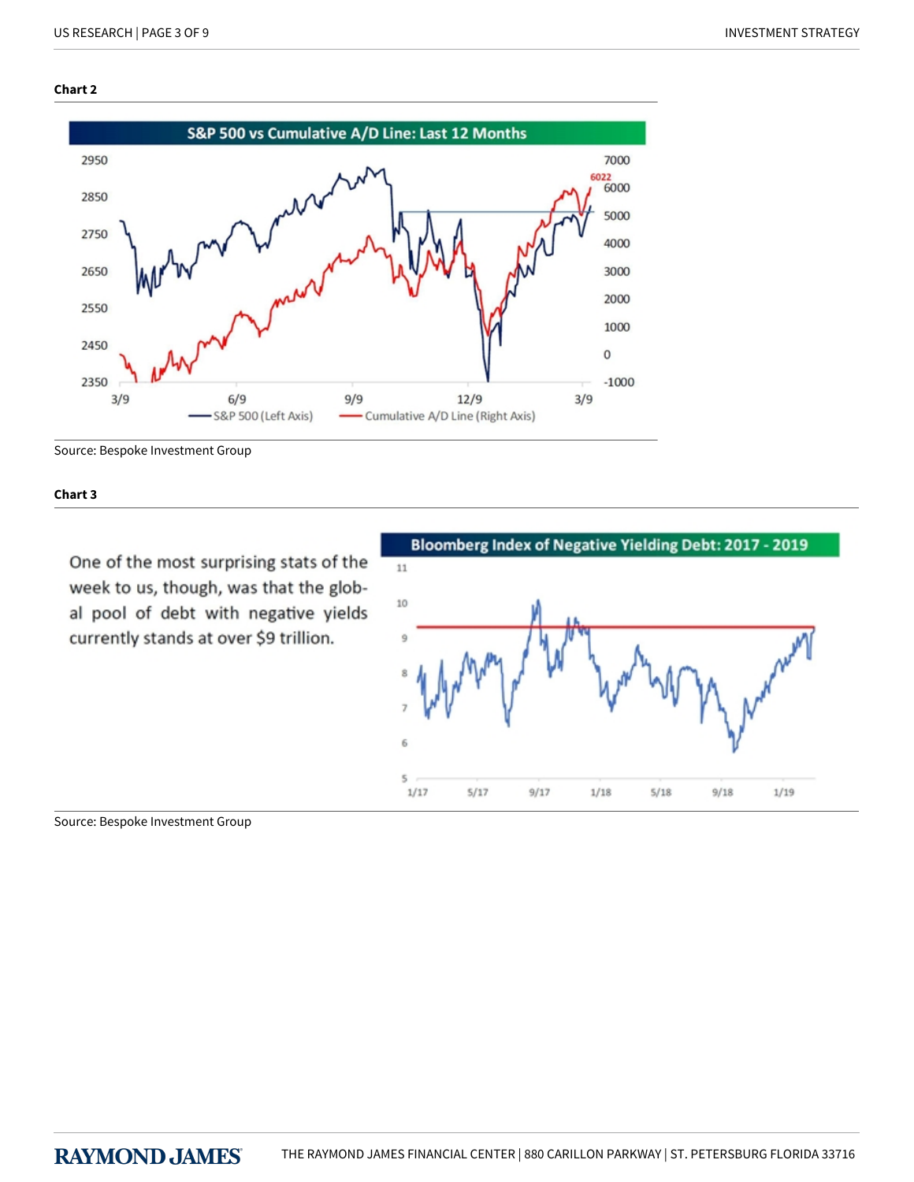**Chart 2**

S&P 500 vs Cumulative A/D Line: Last 12 Months

Source: Bespoke Investment Group

**Chart 3**

One of the most surprising stats of the week to us, though, was that the global pool of debt with negative yields currently stands at over $9 trillion.

Bloomberg Index of Negative Yielding Debt: 2017 - 2019

Source: Bespoke Investment Group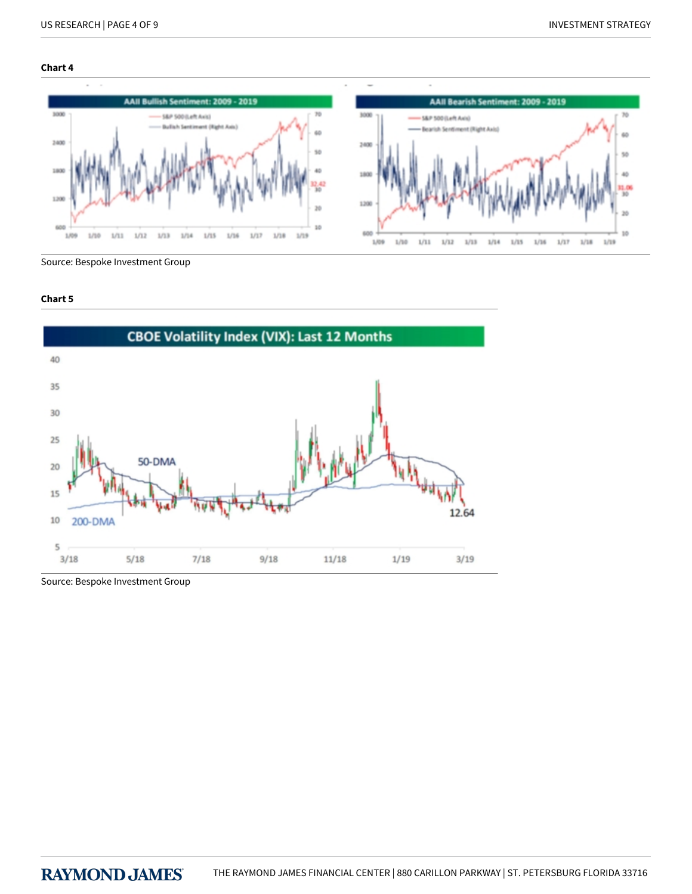**Chart 4**

AAII Bullish Sentiment: 2009 - 2019

AAII Bearish Sentiment: 2009 - 2019

Source: Bespoke Investment Group

**Chart 5**

CBOE Volatility Index (VIX): Last 12 Months

Source: Bespoke Investment Group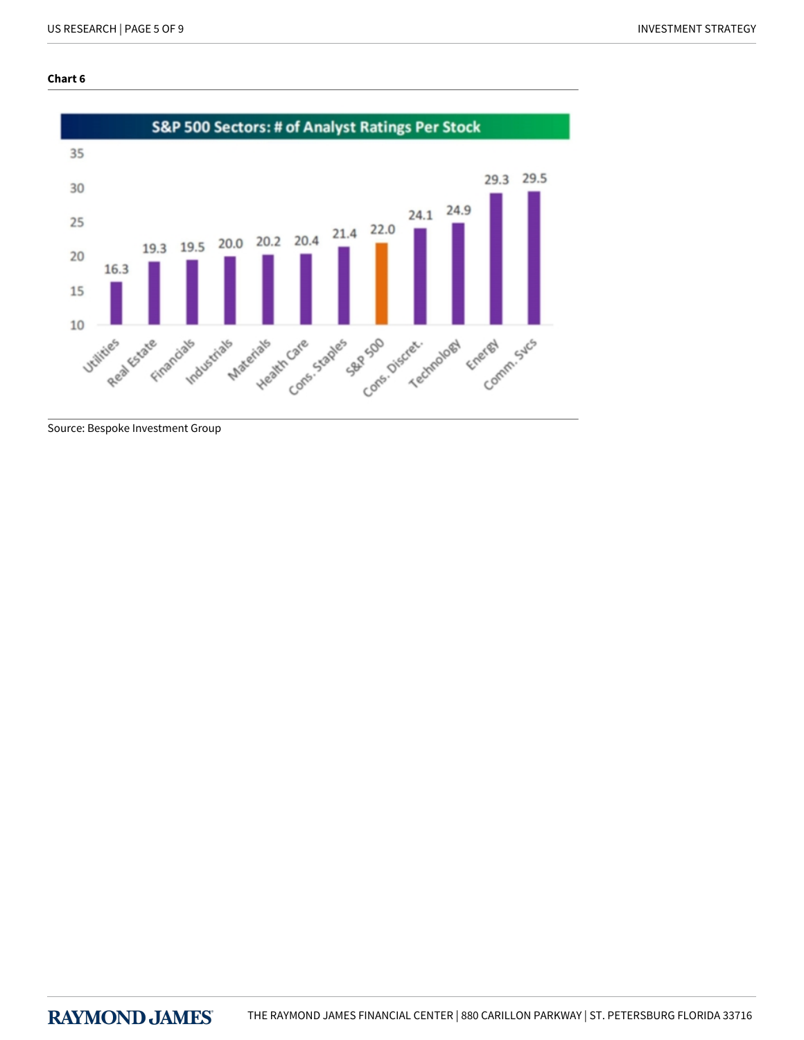**Chart 6**

**S&P 500 Sectors: # of Analyst Ratings Per Stock**

| Sector | # of Analyst Ratings Per Stock |
| --- | --- |
| Utilities | 16.3 |
| Real Estate | 19.3 |
| Financials | 19.5 |
| Industrials | 20.0 |
| Materials | 20.2 |
| Health Care | 20.4 |
| Cons. Staples | 21.4 |
| S&P 500 | 22.0 |
| Cons. Discret. | 24.1 |
| Technology | 24.9 |
| Energy | 29.3 |
| Comm. Svcs | 29.5 |

Source: Bespoke Investment Group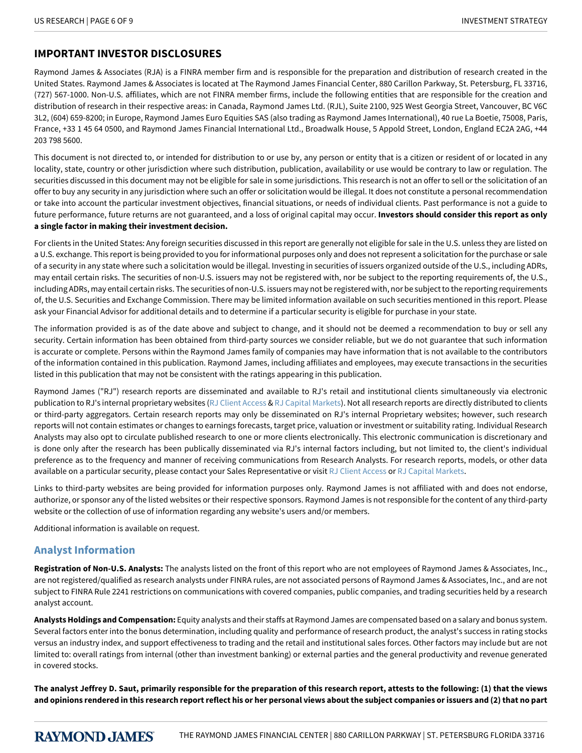## IMPORTANT INVESTOR DISCLOSURES

Raymond James & Associates (RJA) is a FINRA member firm and is responsible for the preparation and distribution of research created in the United States. Raymond James & Associates is located at The Raymond James Financial Center, 880 Carillon Parkway, St. Petersburg, FL 33716, (727) 567-1000. Non-U.S. affiliates, which are not FINRA member firms, include the following entities that are responsible for the creation and distribution of research in their respective areas: in Canada, Raymond James Ltd. (RJL), Suite 2100, 925 West Georgia Street, Vancouver, BC V6C 3L2, (604) 659-8200; in Europe, Raymond James Euro Equities SAS (also trading as Raymond James International), 40 rue La Boetie, 75008, Paris, France, +33 1 45 64 0500, and Raymond James Financial International Ltd., Broadwalk House, 5 Appold Street, London, England EC2A 2AG, +44 203 798 5600.

This document is not directed to, or intended for distribution to or use by, any person or entity that is a citizen or resident of or located in any locality, state, country or other jurisdiction where such distribution, publication, availability or use would be contrary to law or regulation. The securities discussed in this document may not be eligible for sale in some jurisdictions. This research is not an offer to sell or the solicitation of an offer to buy any security in any jurisdiction where such an offer or solicitation would be illegal. It does not constitute a personal recommendation or take into account the particular investment objectives, financial situations, or needs of individual clients. Past performance is not a guide to future performance, future returns are not guaranteed, and a loss of original capital may occur. **Investors should consider this report as only a single factor in making their investment decision.**

For clients in the United States: Any foreign securities discussed in this report are generally not eligible for sale in the U.S. unless they are listed on a U.S. exchange. This report is being provided to you for informational purposes only and does not represent a solicitation for the purchase or sale of a security in any state where such a solicitation would be illegal. Investing in securities of issuers organized outside of the U.S., including ADRs, may entail certain risks. The securities of non-U.S. issuers may not be registered with, nor be subject to the reporting requirements of, the U.S., including ADRs, may entail certain risks. The securities of non-U.S. issuers may not be registered with, nor be subject to the reporting requirements of, the U.S. Securities and Exchange Commission. There may be limited information available on such securities mentioned in this report. Please ask your Financial Advisor for additional details and to determine if a particular security is eligible for purchase in your state.

The information provided is as of the date above and subject to change, and it should not be deemed a recommendation to buy or sell any security. Certain information has been obtained from third-party sources we consider reliable, but we do not guarantee that such information is accurate or complete. Persons within the Raymond James family of companies may have information that is not available to the contributors of the information contained in this publication. Raymond James, including affiliates and employees, may execute transactions in the securities listed in this publication that may not be consistent with the ratings appearing in this publication.

Raymond James ("RJ") research reports are disseminated and available to RJ's retail and institutional clients simultaneously via electronic publication to RJ's internal proprietary websites (RJ Client Access & RJ Capital Markets). Not all research reports are directly distributed to clients or third-party aggregators. Certain research reports may only be disseminated on RJ's internal Proprietary websites; however, such research reports will not contain estimates or changes to earnings forecasts, target price, valuation or investment or suitability rating. Individual Research Analysts may also opt to circulate published research to one or more clients electronically. This electronic communication is discretionary and is done only after the research has been publically disseminated via RJ's internal factors including, but not limited to, the client's individual preference as to the frequency and manner of receiving communications from Research Analysts. For research reports, models, or other data available on a particular security, please contact your Sales Representative or visit RJ Client Access or RJ Capital Markets.

Links to third-party websites are being provided for information purposes only. Raymond James is not affiliated with and does not endorse, authorize, or sponsor any of the listed websites or their respective sponsors. Raymond James is not responsible for the content of any third-party website or the collection of use of information regarding any website's users and/or members.

Additional information is available on request.

### Analyst Information

**Registration of Non-U.S. Analysts:** The analysts listed on the front of this report who are not employees of Raymond James & Associates, Inc., are not registered/qualified as research analysts under FINRA rules, are not associated persons of Raymond James & Associates, Inc., and are not subject to FINRA Rule 2241 restrictions on communications with covered companies, public companies, and trading securities held by a research analyst account.

**Analysts Holdings and Compensation:** Equity analysts and their staffs at Raymond James are compensated based on a salary and bonus system. Several factors enter into the bonus determination, including quality and performance of research product, the analyst's success in rating stocks versus an industry index, and support effectiveness to trading and the retail and institutional sales forces. Other factors may include but are not limited to: overall ratings from internal (other than investment banking) or external parties and the general productivity and revenue generated in covered stocks.

**The analyst Jeffrey D. Saut, primarily responsible for the preparation of this research report, attests to the following: (1) that the views and opinions rendered in this research report reflect his or her personal views about the subject companies or issuers and (2) that no part**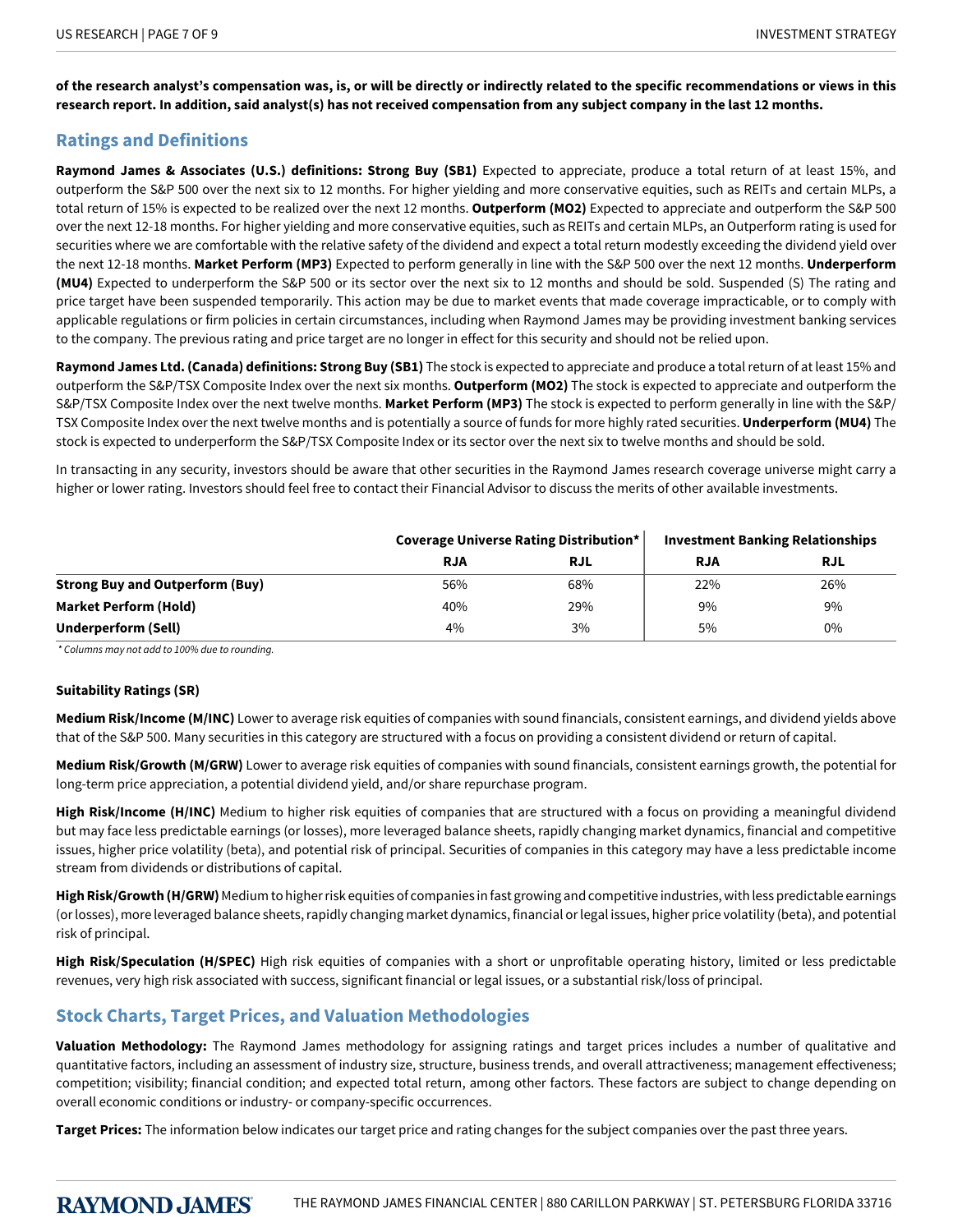**of the research analyst's compensation was, is, or will be directly or indirectly related to the specific recommendations or views in this research report. In addition, said analyst(s) has not received compensation from any subject company in the last 12 months.**

## Ratings and Definitions

**Raymond James & Associates (U.S.) definitions: Strong Buy (SB1)** Expected to appreciate, produce a total return of at least 15%, and outperform the S&P 500 over the next six to 12 months. For higher yielding and more conservative equities, such as REITs and certain MLPs, a total return of 15% is expected to be realized over the next 12 months. **Outperform (MO2)** Expected to appreciate and outperform the S&P 500 over the next 12-18 months. For higher yielding and more conservative equities, such as REITs and certain MLPs, an Outperform rating is used for securities where we are comfortable with the relative safety of the dividend and expect a total return modestly exceeding the dividend yield over the next 12-18 months. **Market Perform (MP3)** Expected to perform generally in line with the S&P 500 over the next 12 months. **Underperform (MU4)** Expected to underperform the S&P 500 or its sector over the next six to 12 months and should be sold. Suspended (S) The rating and price target have been suspended temporarily. This action may be due to market events that made coverage impracticable, or to comply with applicable regulations or firm policies in certain circumstances, including when Raymond James may be providing investment banking services to the company. The previous rating and price target are no longer in effect for this security and should not be relied upon.

**Raymond James Ltd. (Canada) definitions: Strong Buy (SB1)** The stock is expected to appreciate and produce a total return of at least 15% and outperform the S&P/TSX Composite Index over the next six months. **Outperform (MO2)** The stock is expected to appreciate and outperform the S&P/TSX Composite Index over the next twelve months. **Market Perform (MP3)** The stock is expected to perform generally in line with the S&P/TSX Composite Index over the next twelve months and is potentially a source of funds for more highly rated securities. **Underperform (MU4)** The stock is expected to underperform the S&P/TSX Composite Index or its sector over the next six to twelve months and should be sold.

In transacting in any security, investors should be aware that other securities in the Raymond James research coverage universe might carry a higher or lower rating. Investors should feel free to contact their Financial Advisor to discuss the merits of other available investments.

| | Coverage Universe Rating Distribution* | | Investment Banking Relationships | |
|---|---|---|---|---|
| | RJA | RJL | RJA | RJL |
| **Strong Buy and Outperform (Buy)** | 56% | 68% | 22% | 26% |
| **Market Perform (Hold)** | 40% | 29% | 9% | 9% |
| **Underperform (Sell)** | 4% | 3% | 5% | 0% |

*\* Columns may not add to 100% due to rounding.*

**Suitability Ratings (SR)**

**Medium Risk/Income (M/INC)** Lower to average risk equities of companies with sound financials, consistent earnings, and dividend yields above that of the S&P 500. Many securities in this category are structured with a focus on providing a consistent dividend or return of capital.

**Medium Risk/Growth (M/GRW)** Lower to average risk equities of companies with sound financials, consistent earnings growth, the potential for long-term price appreciation, a potential dividend yield, and/or share repurchase program.

**High Risk/Income (H/INC)** Medium to higher risk equities of companies that are structured with a focus on providing a meaningful dividend but may face less predictable earnings (or losses), more leveraged balance sheets, rapidly changing market dynamics, financial and competitive issues, higher price volatility (beta), and potential risk of principal. Securities of companies in this category may have a less predictable income stream from dividends or distributions of capital.

**High Risk/Growth (H/GRW)** Medium to higher risk equities of companies in fast growing and competitive industries, with less predictable earnings (or losses), more leveraged balance sheets, rapidly changing market dynamics, financial or legal issues, higher price volatility (beta), and potential risk of principal.

**High Risk/Speculation (H/SPEC)** High risk equities of companies with a short or unprofitable operating history, limited or less predictable revenues, very high risk associated with success, significant financial or legal issues, or a substantial risk/loss of principal.

## Stock Charts, Target Prices, and Valuation Methodologies

**Valuation Methodology:** The Raymond James methodology for assigning ratings and target prices includes a number of qualitative and quantitative factors, including an assessment of industry size, structure, business trends, and overall attractiveness; management effectiveness; competition; visibility; financial condition; and expected total return, among other factors. These factors are subject to change depending on overall economic conditions or industry- or company-specific occurrences.

**Target Prices:** The information below indicates our target price and rating changes for the subject companies over the past three years.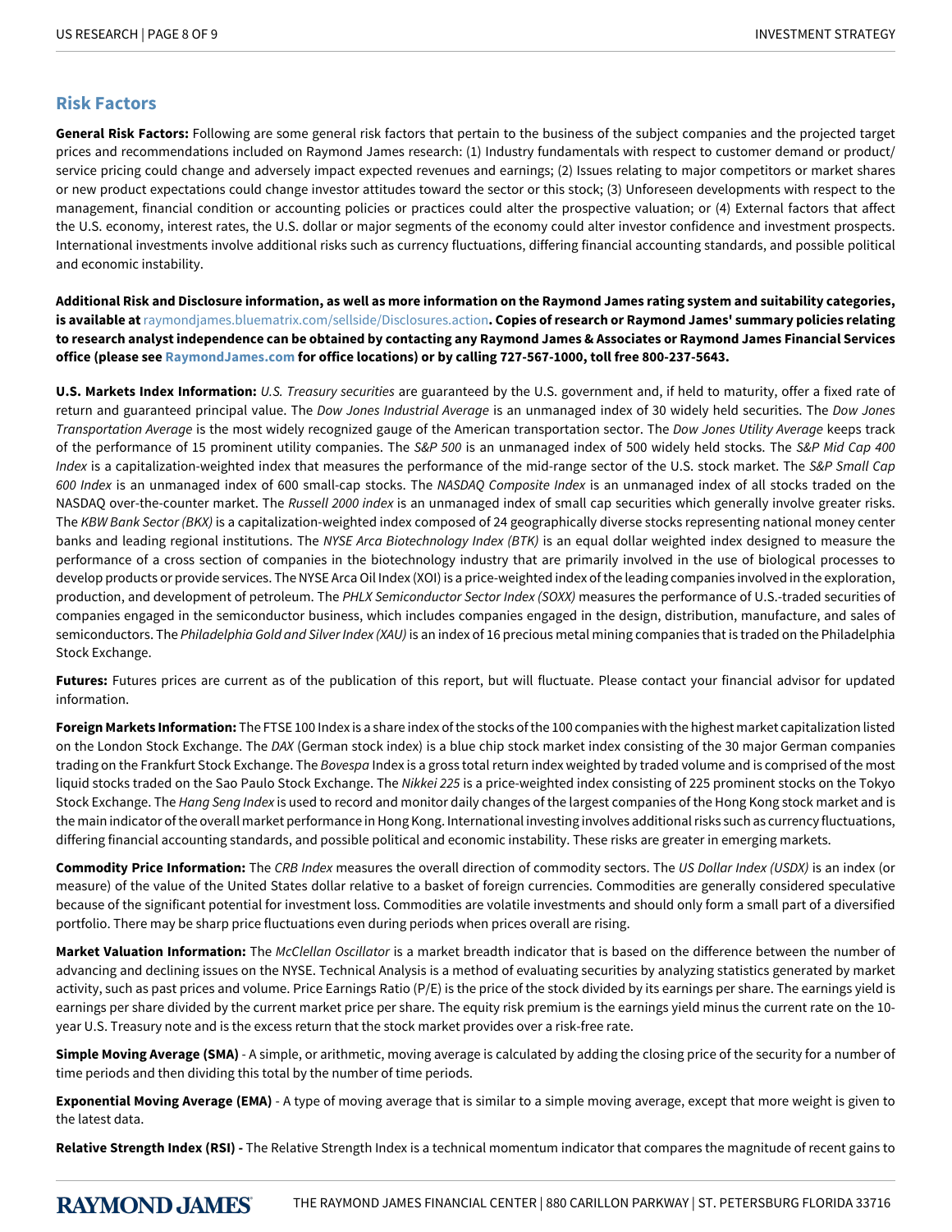## Risk Factors

**General Risk Factors:** Following are some general risk factors that pertain to the business of the subject companies and the projected target prices and recommendations included on Raymond James research: (1) Industry fundamentals with respect to customer demand or product/service pricing could change and adversely impact expected revenues and earnings; (2) Issues relating to major competitors or market shares or new product expectations could change investor attitudes toward the sector or this stock; (3) Unforeseen developments with respect to the management, financial condition or accounting policies or practices could alter the prospective valuation; or (4) External factors that affect the U.S. economy, interest rates, the U.S. dollar or major segments of the economy could alter investor confidence and investment prospects. International investments involve additional risks such as currency fluctuations, differing financial accounting standards, and possible political and economic instability.

**Additional Risk and Disclosure information, as well as more information on the Raymond James rating system and suitability categories, is available at** raymondjames.bluematrix.com/sellside/Disclosures.action**. Copies of research or Raymond James' summary policies relating to research analyst independence can be obtained by contacting any Raymond James & Associates or Raymond James Financial Services office (please see RaymondJames.com for office locations) or by calling 727-567-1000, toll free 800-237-5643.**

**U.S. Markets Index Information:** *U.S. Treasury securities* are guaranteed by the U.S. government and, if held to maturity, offer a fixed rate of return and guaranteed principal value. The *Dow Jones Industrial Average* is an unmanaged index of 30 widely held securities. The *Dow Jones Transportation Average* is the most widely recognized gauge of the American transportation sector. The *Dow Jones Utility Average* keeps track of the performance of 15 prominent utility companies. The *S&P 500* is an unmanaged index of 500 widely held stocks. The *S&P Mid Cap 400 Index* is a capitalization-weighted index that measures the performance of the mid-range sector of the U.S. stock market. The *S&P Small Cap 600 Index* is an unmanaged index of 600 small-cap stocks. The *NASDAQ Composite Index* is an unmanaged index of all stocks traded on the NASDAQ over-the-counter market. The *Russell 2000 index* is an unmanaged index of small cap securities which generally involve greater risks. The *KBW Bank Sector (BKX)* is a capitalization-weighted index composed of 24 geographically diverse stocks representing national money center banks and leading regional institutions. The *NYSE Arca Biotechnology Index (BTK)* is an equal dollar weighted index designed to measure the performance of a cross section of companies in the biotechnology industry that are primarily involved in the use of biological processes to develop products or provide services. The NYSE Arca Oil Index (XOI) is a price-weighted index of the leading companies involved in the exploration, production, and development of petroleum. The *PHLX Semiconductor Sector Index (SOXX)* measures the performance of U.S.-traded securities of companies engaged in the semiconductor business, which includes companies engaged in the design, distribution, manufacture, and sales of semiconductors. The *Philadelphia Gold and Silver Index (XAU)* is an index of 16 precious metal mining companies that is traded on the Philadelphia Stock Exchange.

**Futures:** Futures prices are current as of the publication of this report, but will fluctuate. Please contact your financial advisor for updated information.

**Foreign Markets Information:** The FTSE 100 Index is a share index of the stocks of the 100 companies with the highest market capitalization listed on the London Stock Exchange. The *DAX* (German stock index) is a blue chip stock market index consisting of the 30 major German companies trading on the Frankfurt Stock Exchange. The *Bovespa* Index is a gross total return index weighted by traded volume and is comprised of the most liquid stocks traded on the Sao Paulo Stock Exchange. The *Nikkei 225* is a price-weighted index consisting of 225 prominent stocks on the Tokyo Stock Exchange. The *Hang Seng Index* is used to record and monitor daily changes of the largest companies of the Hong Kong stock market and is the main indicator of the overall market performance in Hong Kong. International investing involves additional risks such as currency fluctuations, differing financial accounting standards, and possible political and economic instability. These risks are greater in emerging markets.

**Commodity Price Information:** The *CRB Index* measures the overall direction of commodity sectors. The *US Dollar Index (USDX)* is an index (or measure) of the value of the United States dollar relative to a basket of foreign currencies. Commodities are generally considered speculative because of the significant potential for investment loss. Commodities are volatile investments and should only form a small part of a diversified portfolio. There may be sharp price fluctuations even during periods when prices overall are rising.

**Market Valuation Information:** The *McClellan Oscillator* is a market breadth indicator that is based on the difference between the number of advancing and declining issues on the NYSE. Technical Analysis is a method of evaluating securities by analyzing statistics generated by market activity, such as past prices and volume. Price Earnings Ratio (P/E) is the price of the stock divided by its earnings per share. The earnings yield is earnings per share divided by the current market price per share. The equity risk premium is the earnings yield minus the current rate on the 10-year U.S. Treasury note and is the excess return that the stock market provides over a risk-free rate.

**Simple Moving Average (SMA)** - A simple, or arithmetic, moving average is calculated by adding the closing price of the security for a number of time periods and then dividing this total by the number of time periods.

**Exponential Moving Average (EMA)** - A type of moving average that is similar to a simple moving average, except that more weight is given to the latest data.

**Relative Strength Index (RSI) -** The Relative Strength Index is a technical momentum indicator that compares the magnitude of recent gains to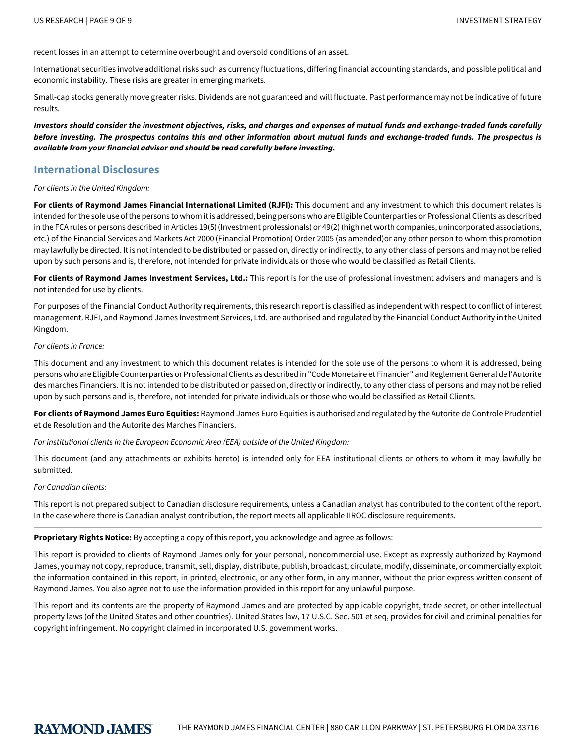recent losses in an attempt to determine overbought and oversold conditions of an asset.

International securities involve additional risks such as currency fluctuations, differing financial accounting standards, and possible political and economic instability. These risks are greater in emerging markets.

Small-cap stocks generally move greater risks. Dividends are not guaranteed and will fluctuate. Past performance may not be indicative of future results.

***Investors should consider the investment objectives, risks, and charges and expenses of mutual funds and exchange-traded funds carefully before investing. The prospectus contains this and other information about mutual funds and exchange-traded funds. The prospectus is available from your financial advisor and should be read carefully before investing.***

## International Disclosures

*For clients in the United Kingdom:*

**For clients of Raymond James Financial International Limited (RJFI):** This document and any investment to which this document relates is intended for the sole use of the persons to whom it is addressed, being persons who are Eligible Counterparties or Professional Clients as described in the FCA rules or persons described in Articles 19(5) (Investment professionals) or 49(2) (high net worth companies, unincorporated associations, etc.) of the Financial Services and Markets Act 2000 (Financial Promotion) Order 2005 (as amended)or any other person to whom this promotion may lawfully be directed. It is not intended to be distributed or passed on, directly or indirectly, to any other class of persons and may not be relied upon by such persons and is, therefore, not intended for private individuals or those who would be classified as Retail Clients.

**For clients of Raymond James Investment Services, Ltd.:** This report is for the use of professional investment advisers and managers and is not intended for use by clients.

For purposes of the Financial Conduct Authority requirements, this research report is classified as independent with respect to conflict of interest management. RJFI, and Raymond James Investment Services, Ltd. are authorised and regulated by the Financial Conduct Authority in the United Kingdom.

*For clients in France:*

This document and any investment to which this document relates is intended for the sole use of the persons to whom it is addressed, being persons who are Eligible Counterparties or Professional Clients as described in "Code Monetaire et Financier" and Reglement General de l'Autorite des marches Financiers. It is not intended to be distributed or passed on, directly or indirectly, to any other class of persons and may not be relied upon by such persons and is, therefore, not intended for private individuals or those who would be classified as Retail Clients.

**For clients of Raymond James Euro Equities:** Raymond James Euro Equities is authorised and regulated by the Autorite de Controle Prudentiel et de Resolution and the Autorite des Marches Financiers.

*For institutional clients in the European Economic Area (EEA) outside of the United Kingdom:*

This document (and any attachments or exhibits hereto) is intended only for EEA institutional clients or others to whom it may lawfully be submitted.

*For Canadian clients:*

This report is not prepared subject to Canadian disclosure requirements, unless a Canadian analyst has contributed to the content of the report. In the case where there is Canadian analyst contribution, the report meets all applicable IIROC disclosure requirements.

---

**Proprietary Rights Notice:** By accepting a copy of this report, you acknowledge and agree as follows:

This report is provided to clients of Raymond James only for your personal, noncommercial use. Except as expressly authorized by Raymond James, you may not copy, reproduce, transmit, sell, display, distribute, publish, broadcast, circulate, modify, disseminate, or commercially exploit the information contained in this report, in printed, electronic, or any other form, in any manner, without the prior express written consent of Raymond James. You also agree not to use the information provided in this report for any unlawful purpose.

This report and its contents are the property of Raymond James and are protected by applicable copyright, trade secret, or other intellectual property laws (of the United States and other countries). United States law, 17 U.S.C. Sec. 501 et seq, provides for civil and criminal penalties for copyright infringement. No copyright claimed in incorporated U.S. government works.